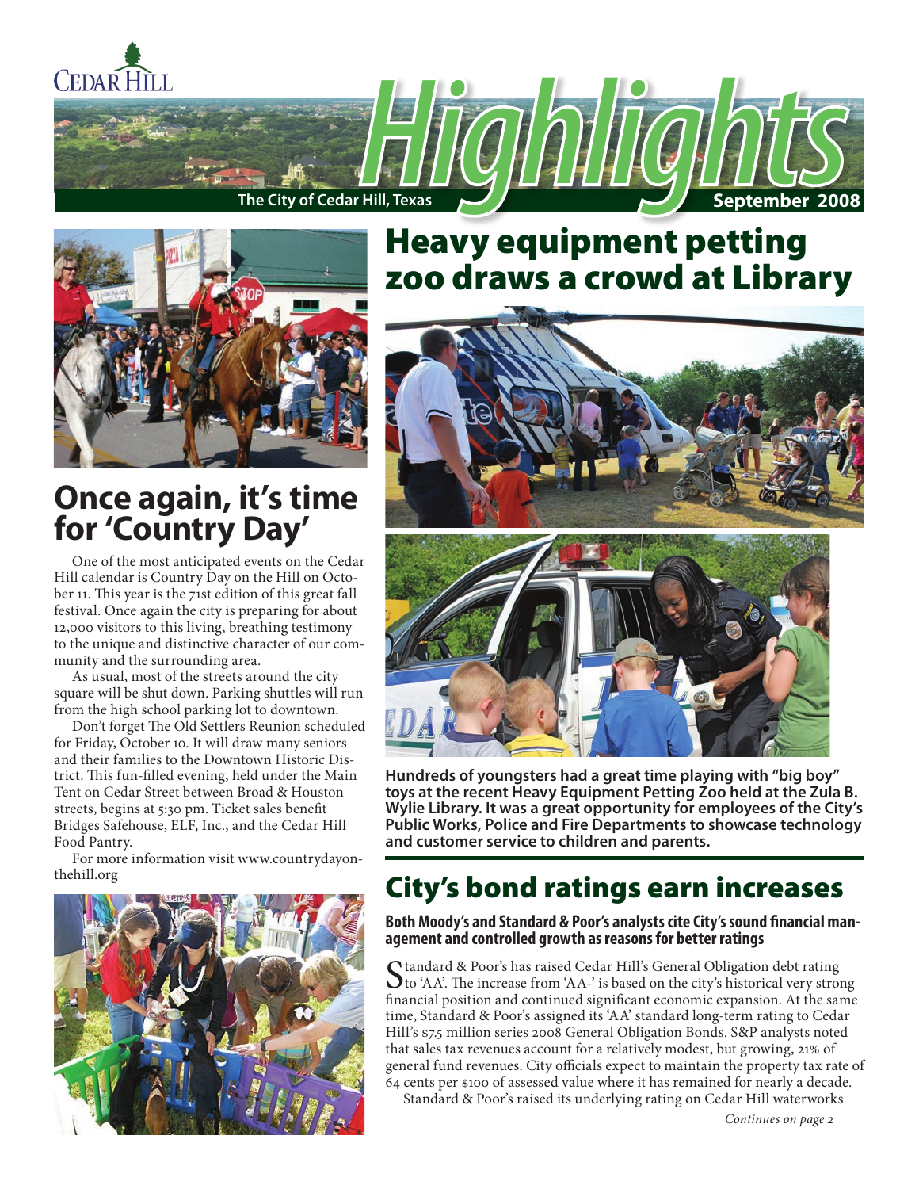CEDAR HILL

# Highlights

The City of Cedar Hill, Texas

September 2008

## Once again, it's time for 'Country Day'

One of the most anticipated events on the Cedar Hill calendar is Country Day on the Hill on October 11. This year is the 71st edition of this great fall festival. Once again the city is preparing for about 12,000 visitors to this living, breathing testimony to the unique and distinctive character of our community and the surrounding area.

As usual, most of the streets around the city square will be shut down. Parking shuttles will run from the high school parking lot to downtown.

Don't forget The Old Settlers Reunion scheduled for Friday, October 10. It will draw many seniors and their families to the Downtown Historic District. This fun-filled evening, held under the Main Tent on Cedar Street between Broad & Houston streets, begins at 5:30 pm. Ticket sales benefit Bridges Safehouse, ELF, Inc., and the Cedar Hill Food Pantry.

For more information visit www.countrydayonthehill.org

## Heavy equipment petting zoo draws a crowd at Library

**Hundreds of youngsters had a great time playing with "big boy" toys at the recent Heavy Equipment Petting Zoo held at the Zula B. Wylie Library. It was a great opportunity for employees of the City's Public Works, Police and Fire Departments to showcase technology and customer service to children and parents.**

## City's bond ratings earn increases

**Both Moody's and Standard & Poor's analysts cite City's sound financial management and controlled growth as reasons for better ratings**

Standard & Poor's has raised Cedar Hill's General Obligation debt rating to 'AA'. The increase from 'AA-' is based on the city's historical very strong financial position and continued significant economic expansion. At the same time, Standard & Poor's assigned its 'AA' standard long-term rating to Cedar Hill's $7.5 million series 2008 General Obligation Bonds. S&P analysts noted that sales tax revenues account for a relatively modest, but growing, 21% of general fund revenues. City officials expect to maintain the property tax rate of 64 cents per $100 of assessed value where it has remained for nearly a decade.

Standard & Poor's raised its underlying rating on Cedar Hill waterworks

*Continues on page 2*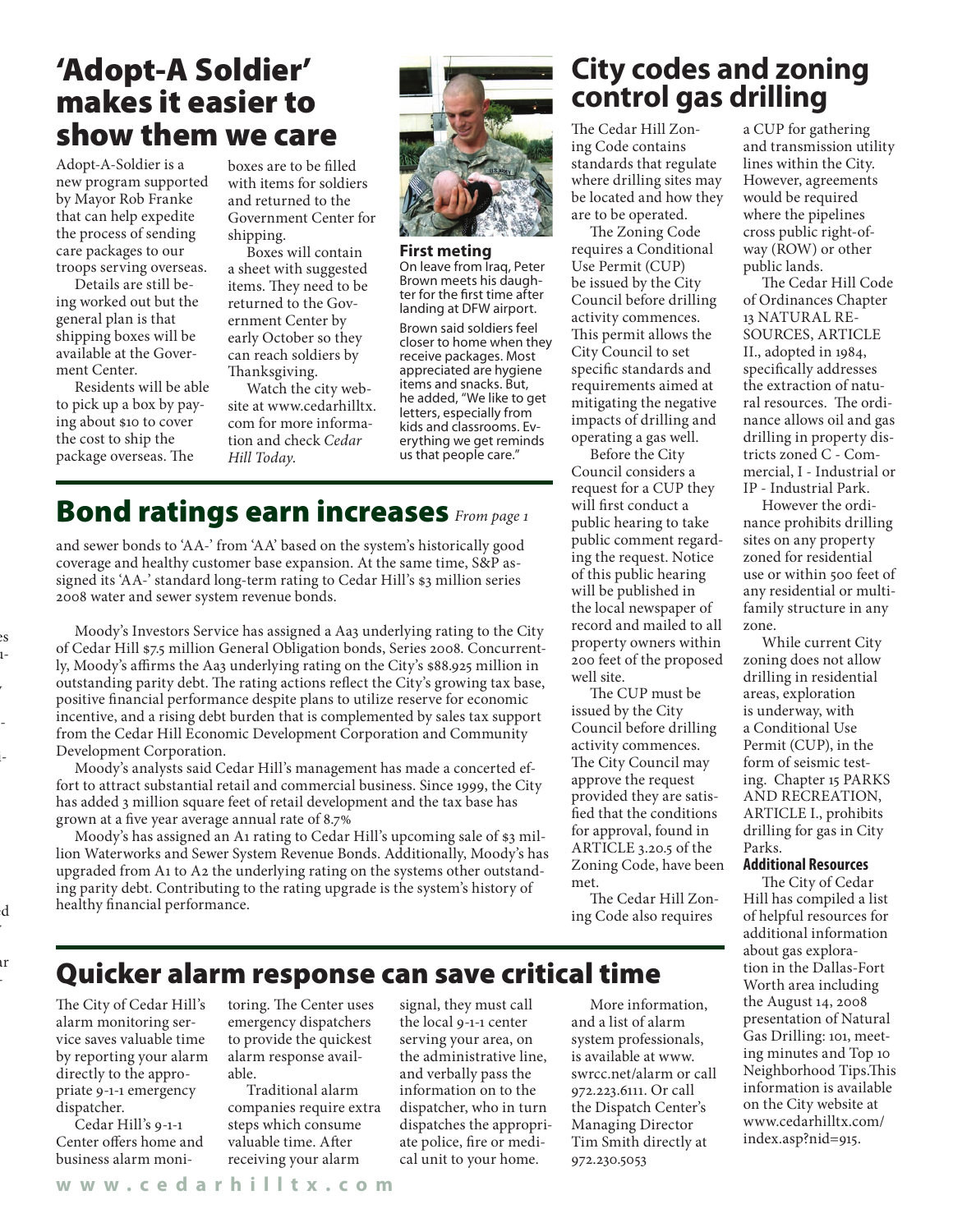# 'Adopt-A Soldier' makes it easier to show them we care

Adopt-A-Soldier is a new program supported by Mayor Rob Franke that can help expedite the process of sending care packages to our troops serving overseas.

Details are still being worked out but the general plan is that shipping boxes will be available at the Goverment Center.

Residents will be able to pick up a box by paying about $10 to cover the cost to ship the package overseas. The boxes are to be filled with items for soldiers and returned to the Government Center for shipping.

Boxes will contain a sheet with suggested items. They need to be returned to the Government Center by early October so they can reach soldiers by Thanksgiving.

Watch the city website at www.cedarhilltx.com for more information and check *Cedar Hill Today*.

**First meting**
On leave from Iraq, Peter Brown meets his daughter for the first time after landing at DFW airport.

Brown said soldiers feel closer to home when they receive packages. Most appreciated are hygiene items and snacks. But, he added, "We like to get letters, especially from kids and classrooms. Everything we get reminds us that people care."

# Bond ratings earn increases *From page 1*

and sewer bonds to 'AA-' from 'AA' based on the system's historically good coverage and healthy customer base expansion. At the same time, S&P assigned its 'AA-' standard long-term rating to Cedar Hill's $3 million series 2008 water and sewer system revenue bonds.

Moody's Investors Service has assigned a Aa3 underlying rating to the City of Cedar Hill $7.5 million General Obligation bonds, Series 2008. Concurrently, Moody's affirms the Aa3 underlying rating on the City's $88.925 million in outstanding parity debt. The rating actions reflect the City's growing tax base, positive financial performance despite plans to utilize reserve for economic incentive, and a rising debt burden that is complemented by sales tax support from the Cedar Hill Economic Development Corporation and Community Development Corporation.

Moody's analysts said Cedar Hill's management has made a concerted effort to attract substantial retail and commercial business. Since 1999, the City has added 3 million square feet of retail development and the tax base has grown at a five year average annual rate of 8.7%

Moody's has assigned an A1 rating to Cedar Hill's upcoming sale of $3 million Waterworks and Sewer System Revenue Bonds. Additionally, Moody's has upgraded from A1 to A2 the underlying rating on the systems other outstanding parity debt. Contributing to the rating upgrade is the system's history of healthy financial performance.

# City codes and zoning control gas drilling

The Cedar Hill Zoning Code contains standards that regulate where drilling sites may be located and how they are to be operated.

The Zoning Code requires a Conditional Use Permit (CUP) be issued by the City Council before drilling activity commences. This permit allows the City Council to set specific standards and requirements aimed at mitigating the negative impacts of drilling and operating a gas well.

Before the City Council considers a request for a CUP they will first conduct a public hearing to take public comment regarding the request. Notice of this public hearing will be published in the local newspaper of record and mailed to all property owners within 200 feet of the proposed well site.

The CUP must be issued by the City Council before drilling activity commences. The City Council may approve the request provided they are satisfied that the conditions for approval, found in ARTICLE 3.20.5 of the Zoning Code, have been met.

The Cedar Hill Zoning Code also requires a CUP for gathering and transmission utility lines within the City. However, agreements would be required where the pipelines cross public right-of-way (ROW) or other public lands.

The Cedar Hill Code of Ordinances Chapter 13 NATURAL RESOURCES, ARTICLE II., adopted in 1984, specifically addresses the extraction of natural resources. The ordinance allows oil and gas drilling in property districts zoned C - Commercial, I - Industrial or IP - Industrial Park.

However the ordinance prohibits drilling sites on any property zoned for residential use or within 500 feet of any residential or multifamily structure in any zone.

While current City zoning does not allow drilling in residential areas, exploration is underway, with a Conditional Use Permit (CUP), in the form of seismic testing. Chapter 15 PARKS AND RECREATION, ARTICLE I., prohibits drilling for gas in City Parks.

### Additional Resources

The City of Cedar Hill has compiled a list of helpful resources for additional information about gas exploration in the Dallas-Fort Worth area including the August 14, 2008 presentation of Natural Gas Drilling: 101, meeting minutes and Top 10 Neighborhood Tips.This information is available on the City website at www.cedarhilltx.com/index.asp?nid=915.

# Quicker alarm response can save critical time

The City of Cedar Hill's alarm monitoring service saves valuable time by reporting your alarm directly to the appropriate 9-1-1 emergency dispatcher.

Cedar Hill's 9-1-1 Center offers home and business alarm monitoring. The Center uses emergency dispatchers to provide the quickest alarm response available.

Traditional alarm companies require extra steps which consume valuable time. After receiving your alarm signal, they must call the local 9-1-1 center serving your area, on the administrative line, and verbally pass the information on to the dispatcher, who in turn dispatches the appropriate police, fire or medical unit to your home.

More information, and a list of alarm system professionals, is available at www.swrcc.net/alarm or call 972.223.6111. Or call the Dispatch Center's Managing Director Tim Smith directly at 972.230.5053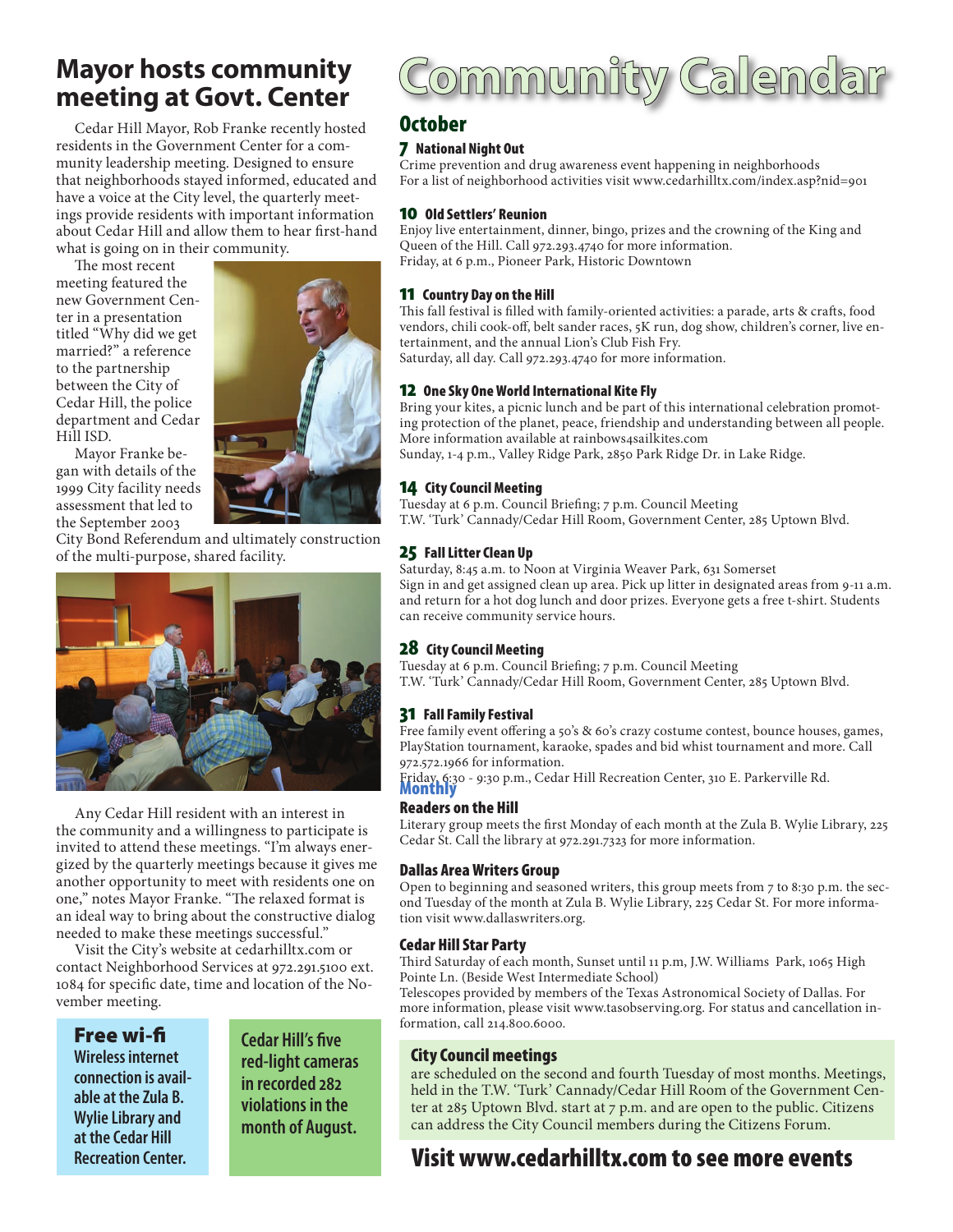# Mayor hosts community meeting at Govt. Center

Cedar Hill Mayor, Rob Franke recently hosted residents in the Government Center for a community leadership meeting. Designed to ensure that neighborhoods stayed informed, educated and have a voice at the City level, the quarterly meetings provide residents with important information about Cedar Hill and allow them to hear first-hand what is going on in their community.

The most recent meeting featured the new Government Center in a presentation titled "Why did we get married?" a reference to the partnership between the City of Cedar Hill, the police department and Cedar Hill ISD.

Mayor Franke began with details of the 1999 City facility needs assessment that led to the September 2003 City Bond Referendum and ultimately construction of the multi-purpose, shared facility.

Any Cedar Hill resident with an interest in the community and a willingness to participate is invited to attend these meetings. "I'm always energized by the quarterly meetings because it gives me another opportunity to meet with residents one on one," notes Mayor Franke. "The relaxed format is an ideal way to bring about the constructive dialog needed to make these meetings successful."

Visit the City's website at cedarhilltx.com or contact Neighborhood Services at 972.291.5100 ext. 1084 for specific date, time and location of the November meeting.

**Free wi-fi**
**Wireless internet connection is available at the Zula B. Wylie Library and at the Cedar Hill Recreation Center.**

**Cedar Hill's five red-light cameras in recorded 282 violations in the month of August.**

# Community Calendar

## October

### 7 National Night Out
Crime prevention and drug awareness event happening in neighborhoods
For a list of neighborhood activities visit www.cedarhilltx.com/index.asp?nid=901

### 10 Old Settlers' Reunion
Enjoy live entertainment, dinner, bingo, prizes and the crowning of the King and Queen of the Hill. Call 972.293.4740 for more information.
Friday, at 6 p.m., Pioneer Park, Historic Downtown

### 11 Country Day on the Hill
This fall festival is filled with family-oriented activities: a parade, arts & crafts, food vendors, chili cook-off, belt sander races, 5K run, dog show, children's corner, live entertainment, and the annual Lion's Club Fish Fry.
Saturday, all day. Call 972.293.4740 for more information.

### 12 One Sky One World International Kite Fly
Bring your kites, a picnic lunch and be part of this international celebration promoting protection of the planet, peace, friendship and understanding between all people. More information available at rainbows4sailkites.com
Sunday, 1-4 p.m., Valley Ridge Park, 2850 Park Ridge Dr. in Lake Ridge.

### 14 City Council Meeting
Tuesday at 6 p.m. Council Briefing; 7 p.m. Council Meeting
T.W. 'Turk' Cannady/Cedar Hill Room, Government Center, 285 Uptown Blvd.

### 25 Fall Litter Clean Up
Saturday, 8:45 a.m. to Noon at Virginia Weaver Park, 631 Somerset
Sign in and get assigned clean up area. Pick up litter in designated areas from 9-11 a.m. and return for a hot dog lunch and door prizes. Everyone gets a free t-shirt. Students can receive community service hours.

### 28 City Council Meeting
Tuesday at 6 p.m. Council Briefing; 7 p.m. Council Meeting
T.W. 'Turk' Cannady/Cedar Hill Room, Government Center, 285 Uptown Blvd.

### 31 Fall Family Festival
Free family event offering a 50's & 60's crazy costume contest, bounce houses, games, PlayStation tournament, karaoke, spades and bid whist tournament and more. Call 972.572.1966 for information.
Friday, 6:30 - 9:30 p.m., Cedar Hill Recreation Center, 310 E. Parkerville Rd.

## Monthly

### Readers on the Hill
Literary group meets the first Monday of each month at the Zula B. Wylie Library, 225 Cedar St. Call the library at 972.291.7323 for more information.

### Dallas Area Writers Group
Open to beginning and seasoned writers, this group meets from 7 to 8:30 p.m. the second Tuesday of the month at Zula B. Wylie Library, 225 Cedar St. For more information visit www.dallaswriters.org.

### Cedar Hill Star Party
Third Saturday of each month, Sunset until 11 p.m, J.W. Williams Park, 1065 High Pointe Ln. (Beside West Intermediate School)
Telescopes provided by members of the Texas Astronomical Society of Dallas. For more information, please visit www.tasobserving.org. For status and cancellation information, call 214.800.6000.

### City Council meetings
are scheduled on the second and fourth Tuesday of most months. Meetings, held in the T.W. 'Turk' Cannady/Cedar Hill Room of the Government Center at 285 Uptown Blvd. start at 7 p.m. and are open to the public. Citizens can address the City Council members during the Citizens Forum.

## Visit www.cedarhilltx.com to see more events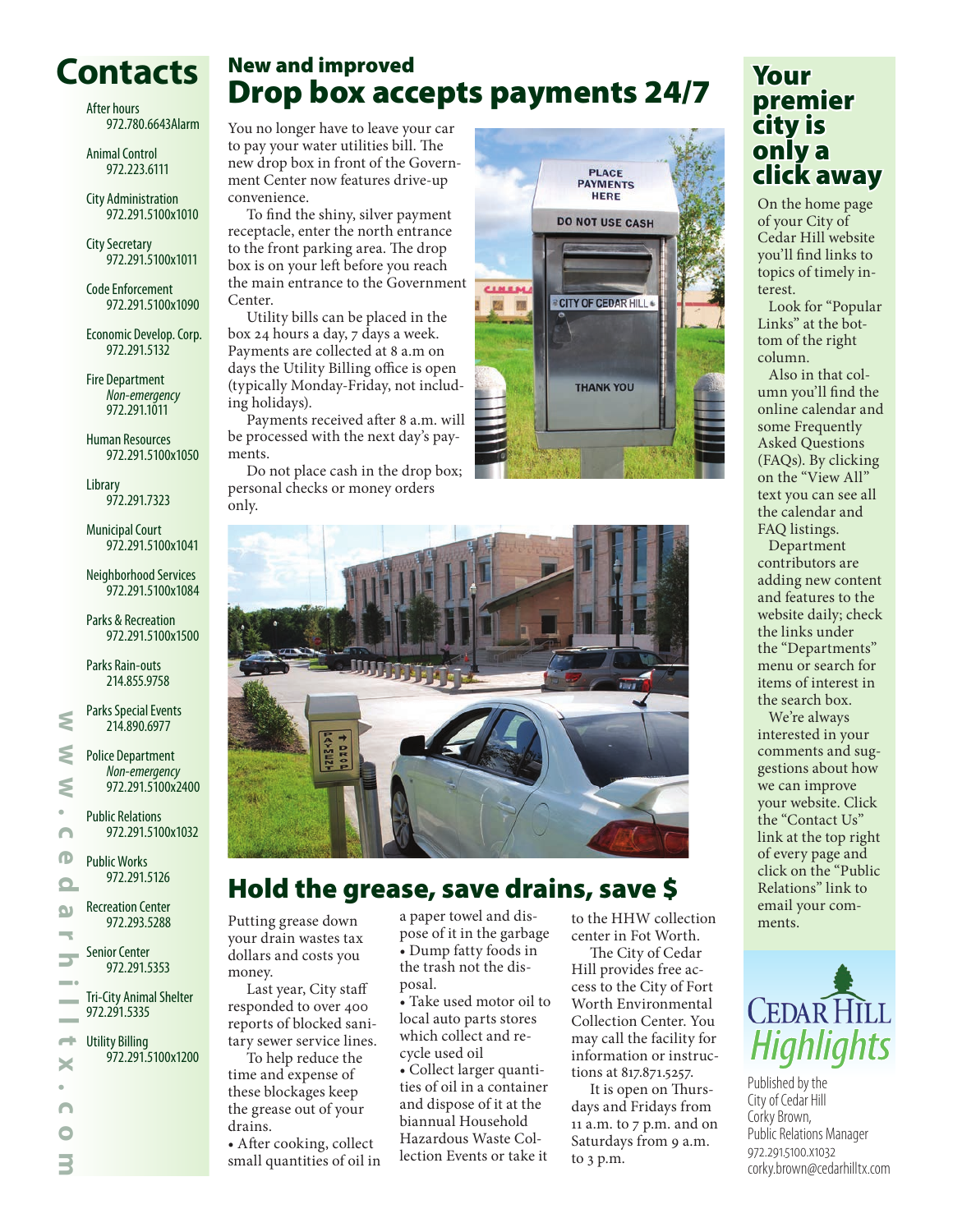# Contacts

After hours
972.780.6643Alarm

Animal Control
972.223.6111

City Administration
972.291.5100x1010

City Secretary
972.291.5100x1011

Code Enforcement
972.291.5100x1090

Economic Develop. Corp.
972.291.5132

Fire Department
*Non-emergency*
972.291.1011

Human Resources
972.291.5100x1050

Library
972.291.7323

Municipal Court
972.291.5100x1041

Neighborhood Services
972.291.5100x1084

Parks & Recreation
972.291.5100x1500

Parks Rain-outs
214.855.9758

Parks Special Events
214.890.6977

Police Department
*Non-emergency*
972.291.5100x2400

Public Relations
972.291.5100x1032

Public Works
972.291.5126

Recreation Center
972.293.5288

Senior Center
972.291.5353

Tri-City Animal Shelter
972.291.5335

Utility Billing
972.291.5100x1200

www.cedarhilltx.com

## New and improved
# Drop box accepts payments 24/7

You no longer have to leave your car to pay your water utilities bill. The new drop box in front of the Government Center now features drive-up convenience.

To find the shiny, silver payment receptacle, enter the north entrance to the front parking area. The drop box is on your left before you reach the main entrance to the Government Center.

Utility bills can be placed in the box 24 hours a day, 7 days a week. Payments are collected at 8 a.m on days the Utility Billing office is open (typically Monday-Friday, not including holidays).

Payments received after 8 a.m. will be processed with the next day's payments.

Do not place cash in the drop box; personal checks or money orders only.

# Hold the grease, save drains, save $

Putting grease down your drain wastes tax dollars and costs you money.

Last year, City staff responded to over 400 reports of blocked sanitary sewer service lines.

To help reduce the time and expense of these blockages keep the grease out of your drains.

- After cooking, collect small quantities of oil in a paper towel and dispose of it in the garbage
- Dump fatty foods in the trash not the disposal.
- Take used motor oil to local auto parts stores which collect and recycle used oil
- Collect larger quantities of oil in a container and dispose of it at the biannual Household Hazardous Waste Collection Events or take it to the HHW collection center in Fot Worth.

The City of Cedar Hill provides free access to the City of Fort Worth Environmental Collection Center. You may call the facility for information or instructions at 817.871.5257.

It is open on Thursdays and Fridays from 11 a.m. to 7 p.m. and on Saturdays from 9 a.m. to 3 p.m.

# Your premier city is only a click away

On the home page of your City of Cedar Hill website you'll find links to topics of timely interest.

Look for "Popular Links" at the bottom of the right column.

Also in that column you'll find the online calendar and some Frequently Asked Questions (FAQs). By clicking on the "View All" text you can see all the calendar and FAQ listings.

Department contributors are adding new content and features to the website daily; check the links under the "Departments" menu or search for items of interest in the search box.

We're always interested in your comments and suggestions about how we can improve your website. Click the "Contact Us" link at the top right of every page and click on the "Public Relations" link to email your comments.

CEDAR HILL *Highlights*

Published by the City of Cedar Hill
Corky Brown,
Public Relations Manager
972.291.5100.x1032
corky.brown@cedarhilltx.com